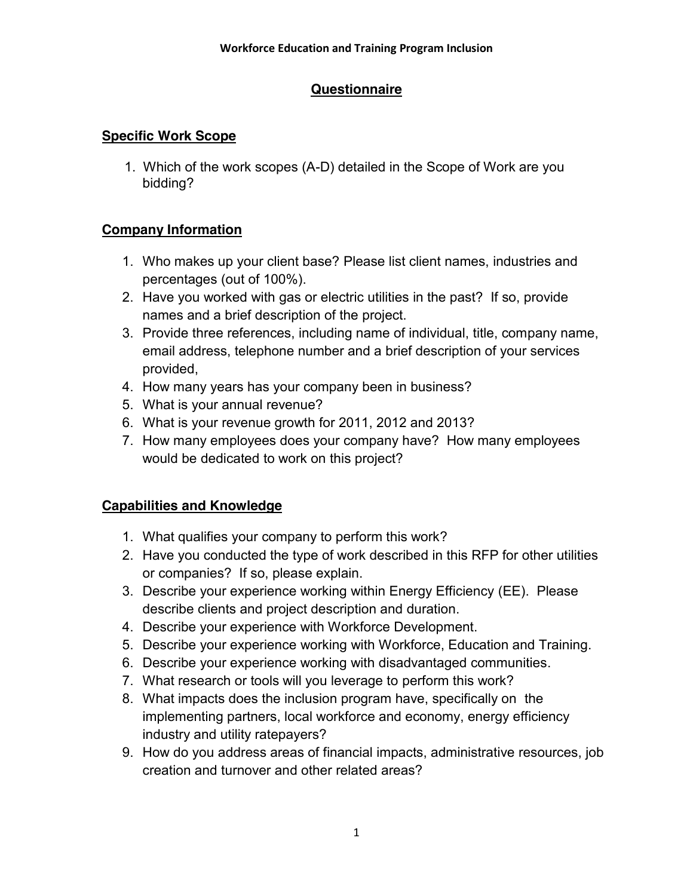# Workforce Education and Training Program Inclusion

## Questionnaire

### Specific Work Scope

1. Which of the work scopes (A-D) detailed in the Scope of Work are you bidding?

### Company Information

1. Who makes up your client base? Please list client names, industries and percentages (out of 100%).
2. Have you worked with gas or electric utilities in the past? If so, provide names and a brief description of the project.
3. Provide three references, including name of individual, title, company name, email address, telephone number and a brief description of your services provided,
4. How many years has your company been in business?
5. What is your annual revenue?
6. What is your revenue growth for 2011, 2012 and 2013?
7. How many employees does your company have? How many employees would be dedicated to work on this project?

### Capabilities and Knowledge

1. What qualifies your company to perform this work?
2. Have you conducted the type of work described in this RFP for other utilities or companies? If so, please explain.
3. Describe your experience working within Energy Efficiency (EE). Please describe clients and project description and duration.
4. Describe your experience with Workforce Development.
5. Describe your experience working with Workforce, Education and Training.
6. Describe your experience working with disadvantaged communities.
7. What research or tools will you leverage to perform this work?
8. What impacts does the inclusion program have, specifically on the implementing partners, local workforce and economy, energy efficiency industry and utility ratepayers?
9. How do you address areas of financial impacts, administrative resources, job creation and turnover and other related areas?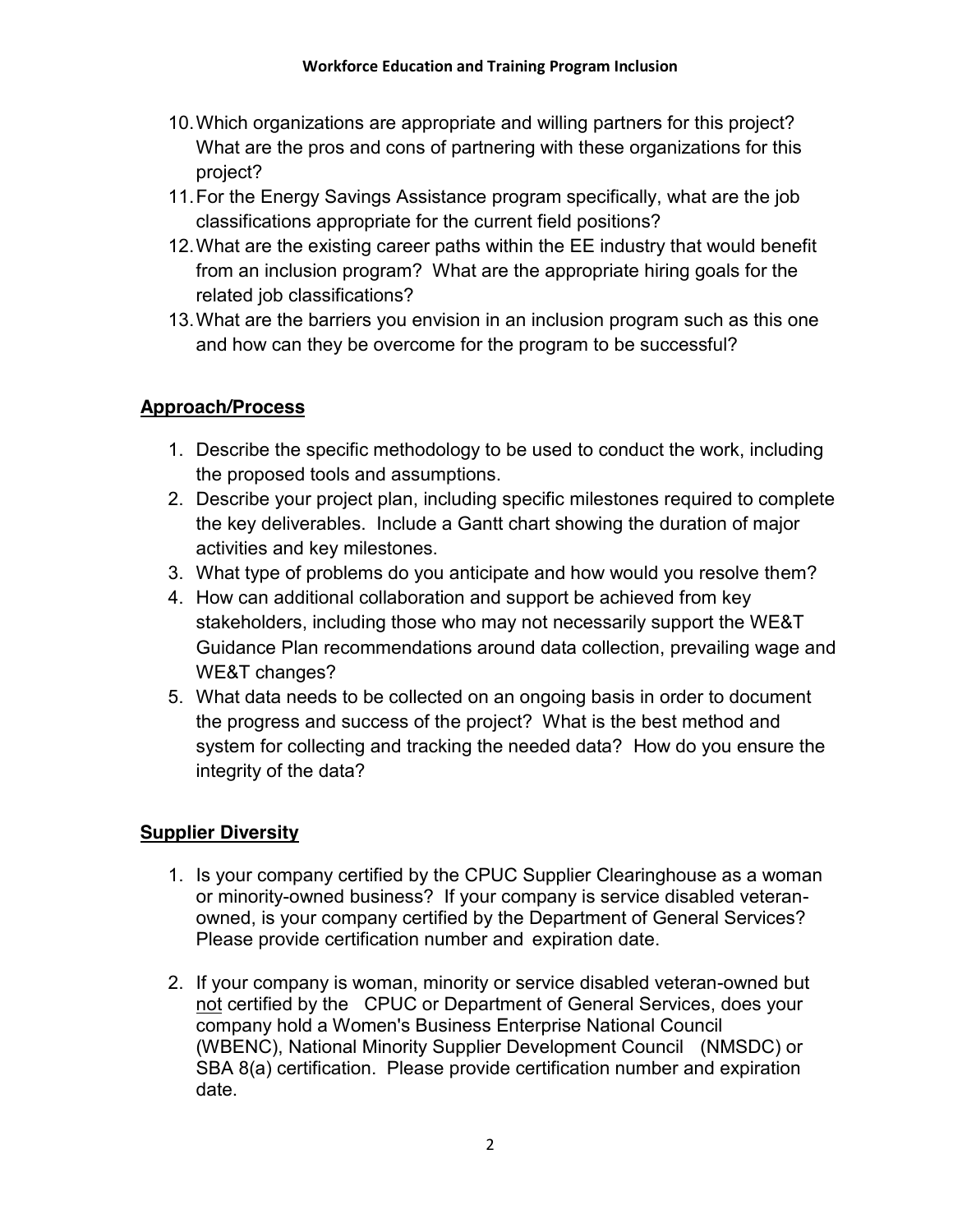10. Which organizations are appropriate and willing partners for this project? What are the pros and cons of partnering with these organizations for this project?
11. For the Energy Savings Assistance program specifically, what are the job classifications appropriate for the current field positions?
12. What are the existing career paths within the EE industry that would benefit from an inclusion program? What are the appropriate hiring goals for the related job classifications?
13. What are the barriers you envision in an inclusion program such as this one and how can they be overcome for the program to be successful?

## Approach/Process

1. Describe the specific methodology to be used to conduct the work, including the proposed tools and assumptions.
2. Describe your project plan, including specific milestones required to complete the key deliverables. Include a Gantt chart showing the duration of major activities and key milestones.
3. What type of problems do you anticipate and how would you resolve them?
4. How can additional collaboration and support be achieved from key stakeholders, including those who may not necessarily support the WE&T Guidance Plan recommendations around data collection, prevailing wage and WE&T changes?
5. What data needs to be collected on an ongoing basis in order to document the progress and success of the project? What is the best method and system for collecting and tracking the needed data? How do you ensure the integrity of the data?

## Supplier Diversity

1. Is your company certified by the CPUC Supplier Clearinghouse as a woman or minority-owned business? If your company is service disabled veteran-owned, is your company certified by the Department of General Services? Please provide certification number and expiration date.

2. If your company is woman, minority or service disabled veteran-owned but not certified by the CPUC or Department of General Services, does your company hold a Women's Business Enterprise National Council (WBENC), National Minority Supplier Development Council (NMSDC) or SBA 8(a) certification. Please provide certification number and expiration date.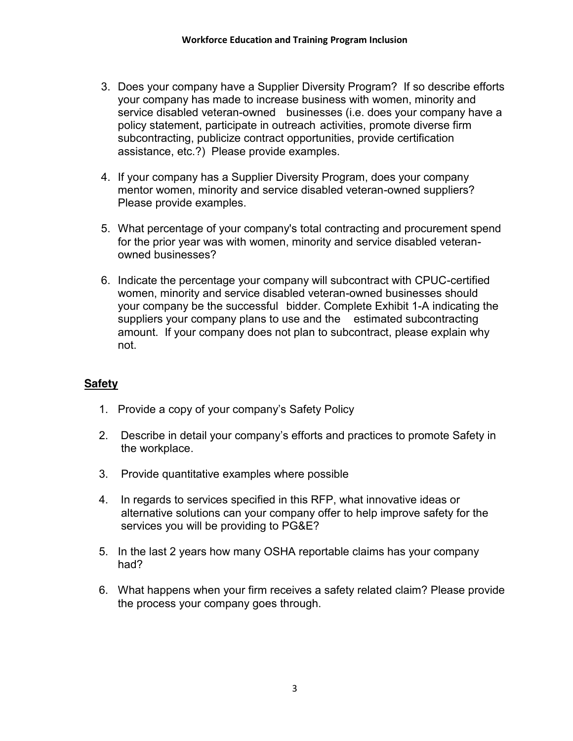3. Does your company have a Supplier Diversity Program? If so describe efforts your company has made to increase business with women, minority and service disabled veteran-owned businesses (i.e. does your company have a policy statement, participate in outreach activities, promote diverse firm subcontracting, publicize contract opportunities, provide certification assistance, etc.?) Please provide examples.

4. If your company has a Supplier Diversity Program, does your company mentor women, minority and service disabled veteran-owned suppliers? Please provide examples.

5. What percentage of your company's total contracting and procurement spend for the prior year was with women, minority and service disabled veteran-owned businesses?

6. Indicate the percentage your company will subcontract with CPUC-certified women, minority and service disabled veteran-owned businesses should your company be the successful bidder. Complete Exhibit 1-A indicating the suppliers your company plans to use and the estimated subcontracting amount. If your company does not plan to subcontract, please explain why not.

## Safety

1. Provide a copy of your company's Safety Policy

2. Describe in detail your company's efforts and practices to promote Safety in the workplace.

3. Provide quantitative examples where possible

4. In regards to services specified in this RFP, what innovative ideas or alternative solutions can your company offer to help improve safety for the services you will be providing to PG&E?

5. In the last 2 years how many OSHA reportable claims has your company had?

6. What happens when your firm receives a safety related claim? Please provide the process your company goes through.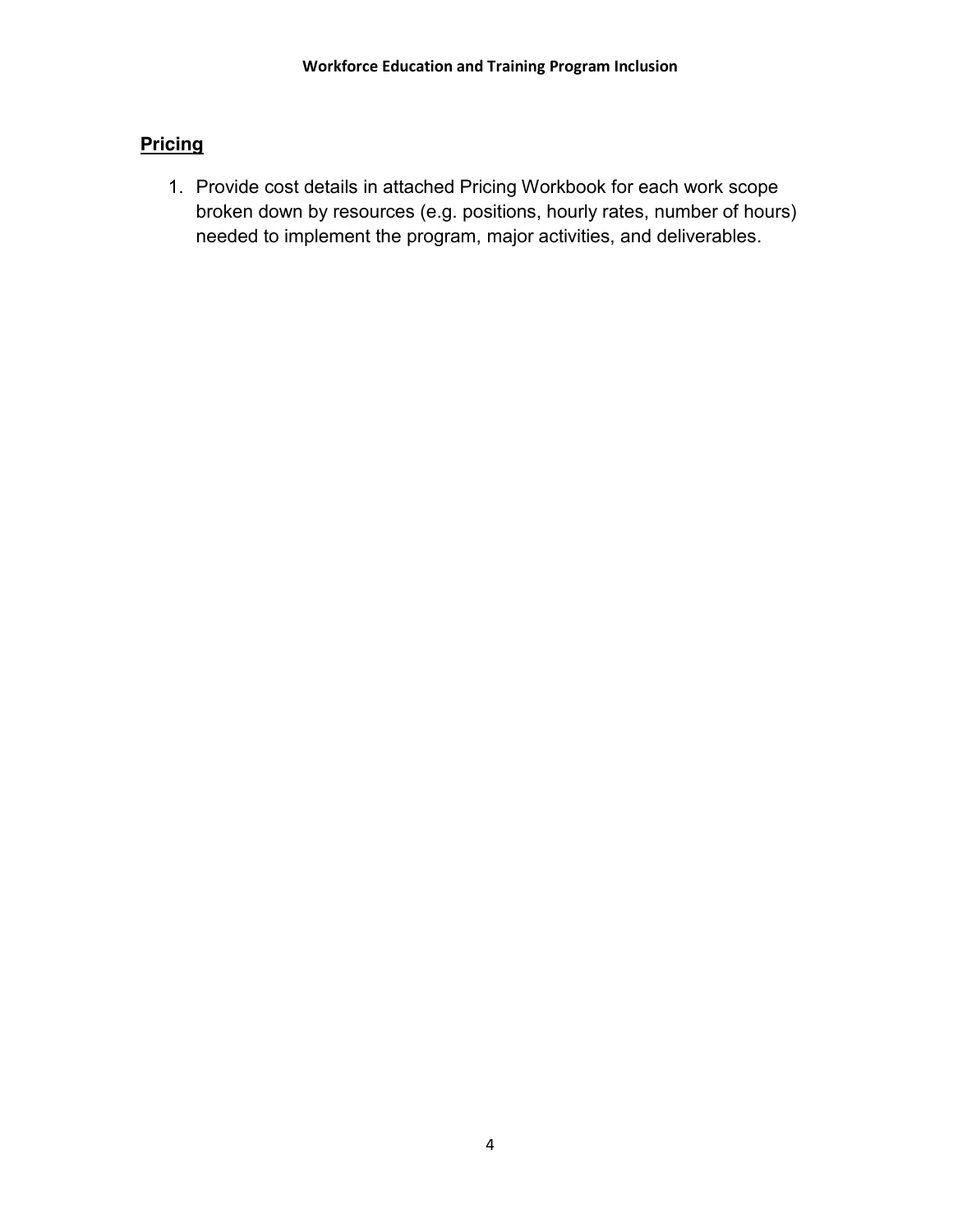## Pricing

1. Provide cost details in attached Pricing Workbook for each work scope broken down by resources (e.g. positions, hourly rates, number of hours) needed to implement the program, major activities, and deliverables.